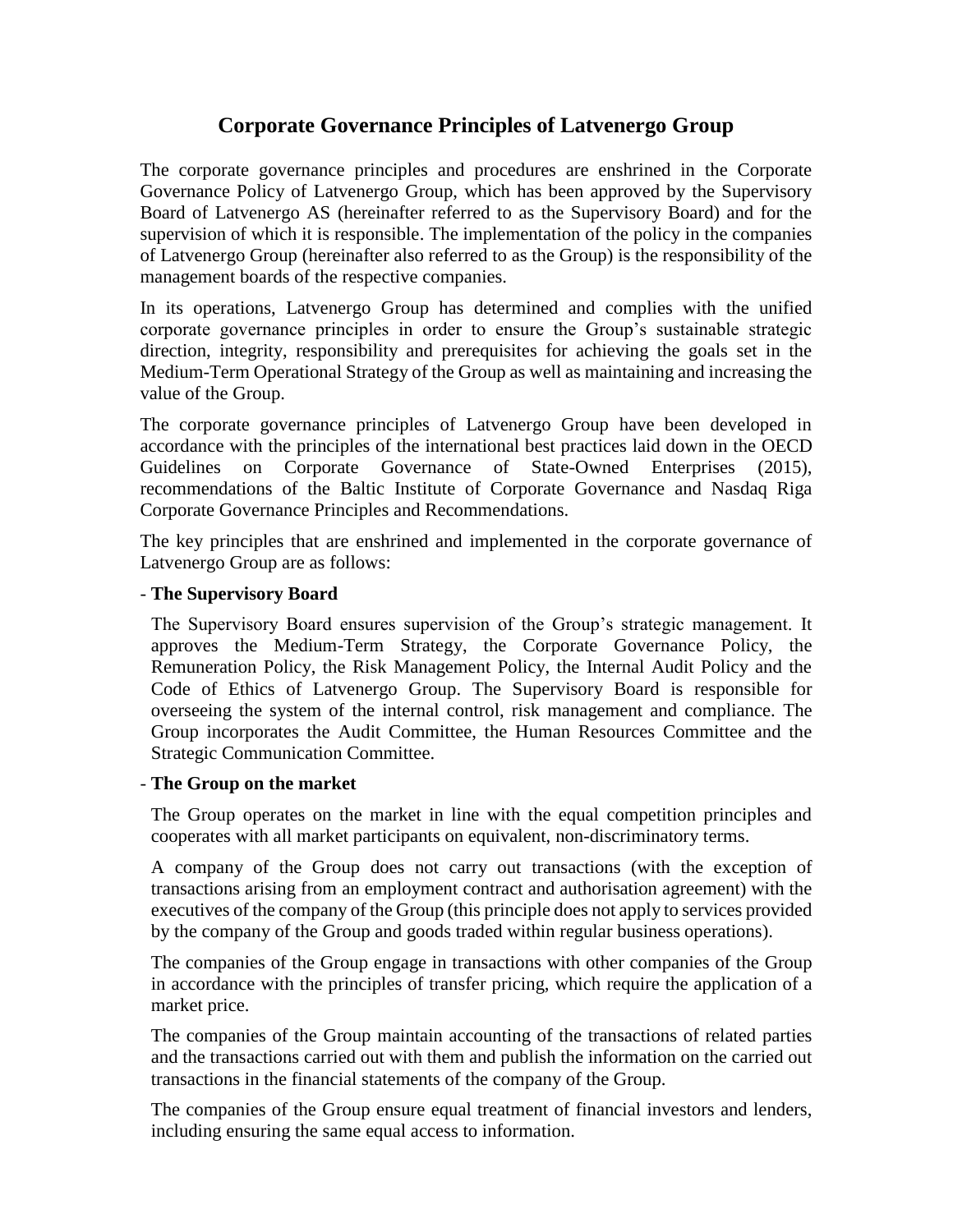# Corporate Governance Principles of Latvenergo Group

The corporate governance principles and procedures are enshrined in the Corporate Governance Policy of Latvenergo Group, which has been approved by the Supervisory Board of Latvenergo AS (hereinafter referred to as the Supervisory Board) and for the supervision of which it is responsible. The implementation of the policy in the companies of Latvenergo Group (hereinafter also referred to as the Group) is the responsibility of the management boards of the respective companies.

In its operations, Latvenergo Group has determined and complies with the unified corporate governance principles in order to ensure the Group's sustainable strategic direction, integrity, responsibility and prerequisites for achieving the goals set in the Medium-Term Operational Strategy of the Group as well as maintaining and increasing the value of the Group.

The corporate governance principles of Latvenergo Group have been developed in accordance with the principles of the international best practices laid down in the OECD Guidelines on Corporate Governance of State-Owned Enterprises (2015), recommendations of the Baltic Institute of Corporate Governance and Nasdaq Riga Corporate Governance Principles and Recommendations.

The key principles that are enshrined and implemented in the corporate governance of Latvenergo Group are as follows:

- **The Supervisory Board**

  The Supervisory Board ensures supervision of the Group's strategic management. It approves the Medium-Term Strategy, the Corporate Governance Policy, the Remuneration Policy, the Risk Management Policy, the Internal Audit Policy and the Code of Ethics of Latvenergo Group. The Supervisory Board is responsible for overseeing the system of the internal control, risk management and compliance. The Group incorporates the Audit Committee, the Human Resources Committee and the Strategic Communication Committee.

- **The Group on the market**

  The Group operates on the market in line with the equal competition principles and cooperates with all market participants on equivalent, non-discriminatory terms.

  A company of the Group does not carry out transactions (with the exception of transactions arising from an employment contract and authorisation agreement) with the executives of the company of the Group (this principle does not apply to services provided by the company of the Group and goods traded within regular business operations).

  The companies of the Group engage in transactions with other companies of the Group in accordance with the principles of transfer pricing, which require the application of a market price.

  The companies of the Group maintain accounting of the transactions of related parties and the transactions carried out with them and publish the information on the carried out transactions in the financial statements of the company of the Group.

  The companies of the Group ensure equal treatment of financial investors and lenders, including ensuring the same equal access to information.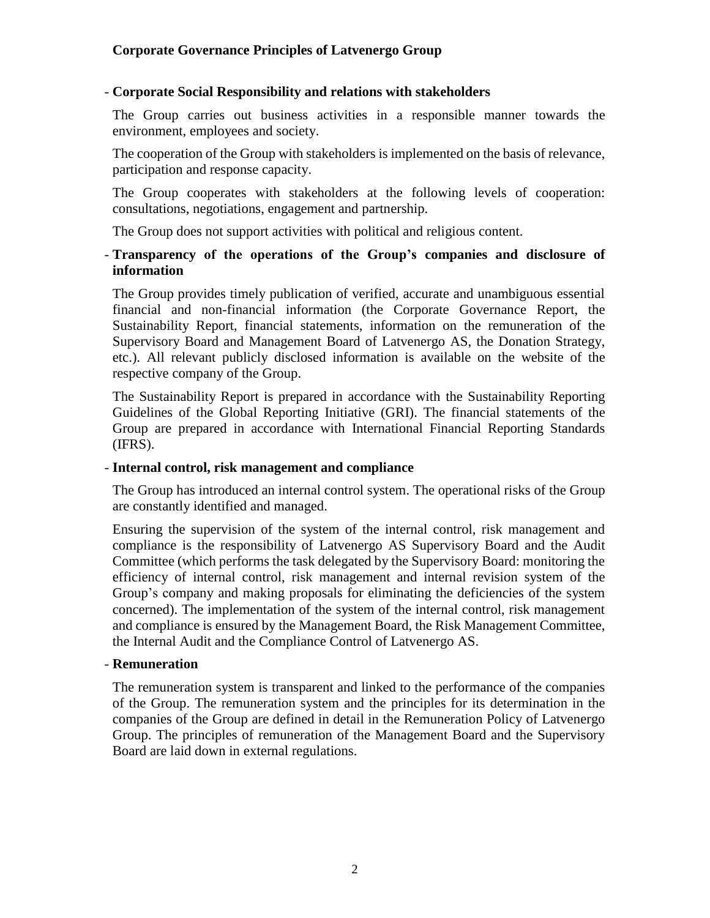- **Corporate Social Responsibility and relations with stakeholders**

  The Group carries out business activities in a responsible manner towards the environment, employees and society.

  The cooperation of the Group with stakeholders is implemented on the basis of relevance, participation and response capacity.

  The Group cooperates with stakeholders at the following levels of cooperation: consultations, negotiations, engagement and partnership.

  The Group does not support activities with political and religious content.

- **Transparency of the operations of the Group's companies and disclosure of information**

  The Group provides timely publication of verified, accurate and unambiguous essential financial and non-financial information (the Corporate Governance Report, the Sustainability Report, financial statements, information on the remuneration of the Supervisory Board and Management Board of Latvenergo AS, the Donation Strategy, etc.). All relevant publicly disclosed information is available on the website of the respective company of the Group.

  The Sustainability Report is prepared in accordance with the Sustainability Reporting Guidelines of the Global Reporting Initiative (GRI). The financial statements of the Group are prepared in accordance with International Financial Reporting Standards (IFRS).

- **Internal control, risk management and compliance**

  The Group has introduced an internal control system. The operational risks of the Group are constantly identified and managed.

  Ensuring the supervision of the system of the internal control, risk management and compliance is the responsibility of Latvenergo AS Supervisory Board and the Audit Committee (which performs the task delegated by the Supervisory Board: monitoring the efficiency of internal control, risk management and internal revision system of the Group's company and making proposals for eliminating the deficiencies of the system concerned). The implementation of the system of the internal control, risk management and compliance is ensured by the Management Board, the Risk Management Committee, the Internal Audit and the Compliance Control of Latvenergo AS.

- **Remuneration**

  The remuneration system is transparent and linked to the performance of the companies of the Group. The remuneration system and the principles for its determination in the companies of the Group are defined in detail in the Remuneration Policy of Latvenergo Group. The principles of remuneration of the Management Board and the Supervisory Board are laid down in external regulations.